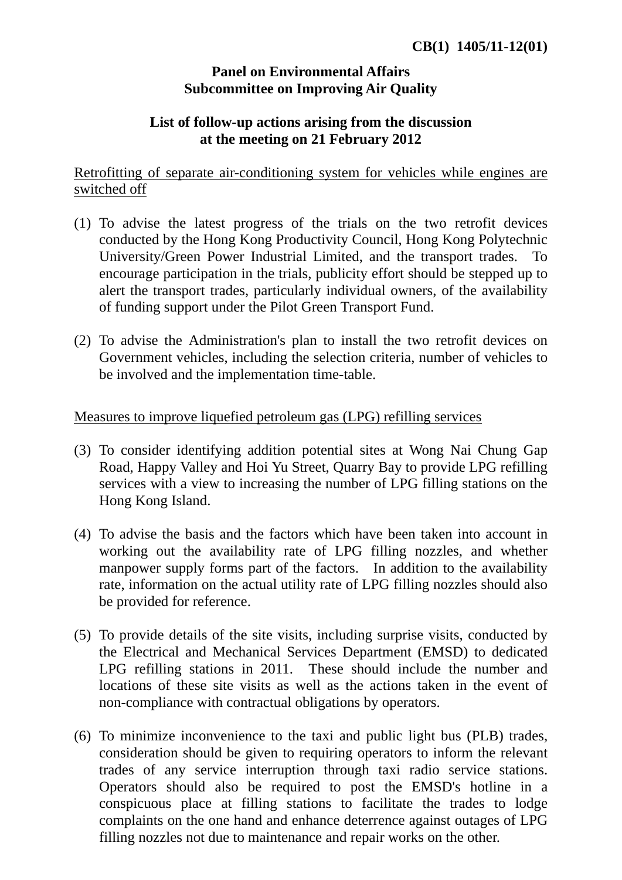**CB(1) 1405/11-12(01)**

**Panel on Environmental Affairs**
**Subcommittee on Improving Air Quality**

**List of follow-up actions arising from the discussion at the meeting on 21 February 2012**

Retrofitting of separate air-conditioning system for vehicles while engines are switched off

(1) To advise the latest progress of the trials on the two retrofit devices conducted by the Hong Kong Productivity Council, Hong Kong Polytechnic University/Green Power Industrial Limited, and the transport trades. To encourage participation in the trials, publicity effort should be stepped up to alert the transport trades, particularly individual owners, of the availability of funding support under the Pilot Green Transport Fund.

(2) To advise the Administration's plan to install the two retrofit devices on Government vehicles, including the selection criteria, number of vehicles to be involved and the implementation time-table.

Measures to improve liquefied petroleum gas (LPG) refilling services

(3) To consider identifying addition potential sites at Wong Nai Chung Gap Road, Happy Valley and Hoi Yu Street, Quarry Bay to provide LPG refilling services with a view to increasing the number of LPG filling stations on the Hong Kong Island.

(4) To advise the basis and the factors which have been taken into account in working out the availability rate of LPG filling nozzles, and whether manpower supply forms part of the factors. In addition to the availability rate, information on the actual utility rate of LPG filling nozzles should also be provided for reference.

(5) To provide details of the site visits, including surprise visits, conducted by the Electrical and Mechanical Services Department (EMSD) to dedicated LPG refilling stations in 2011. These should include the number and locations of these site visits as well as the actions taken in the event of non-compliance with contractual obligations by operators.

(6) To minimize inconvenience to the taxi and public light bus (PLB) trades, consideration should be given to requiring operators to inform the relevant trades of any service interruption through taxi radio service stations. Operators should also be required to post the EMSD's hotline in a conspicuous place at filling stations to facilitate the trades to lodge complaints on the one hand and enhance deterrence against outages of LPG filling nozzles not due to maintenance and repair works on the other.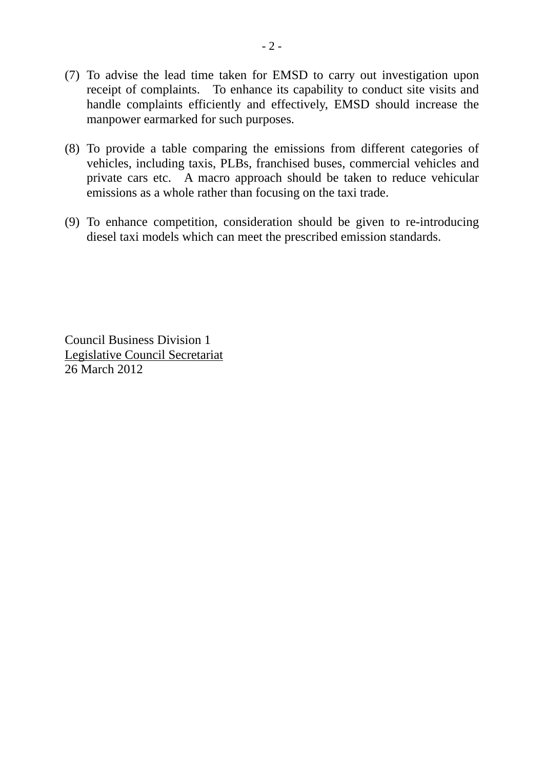(7) To advise the lead time taken for EMSD to carry out investigation upon receipt of complaints. To enhance its capability to conduct site visits and handle complaints efficiently and effectively, EMSD should increase the manpower earmarked for such purposes.

(8) To provide a table comparing the emissions from different categories of vehicles, including taxis, PLBs, franchised buses, commercial vehicles and private cars etc. A macro approach should be taken to reduce vehicular emissions as a whole rather than focusing on the taxi trade.

(9) To enhance competition, consideration should be given to re-introducing diesel taxi models which can meet the prescribed emission standards.

Council Business Division 1
Legislative Council Secretariat
26 March 2012